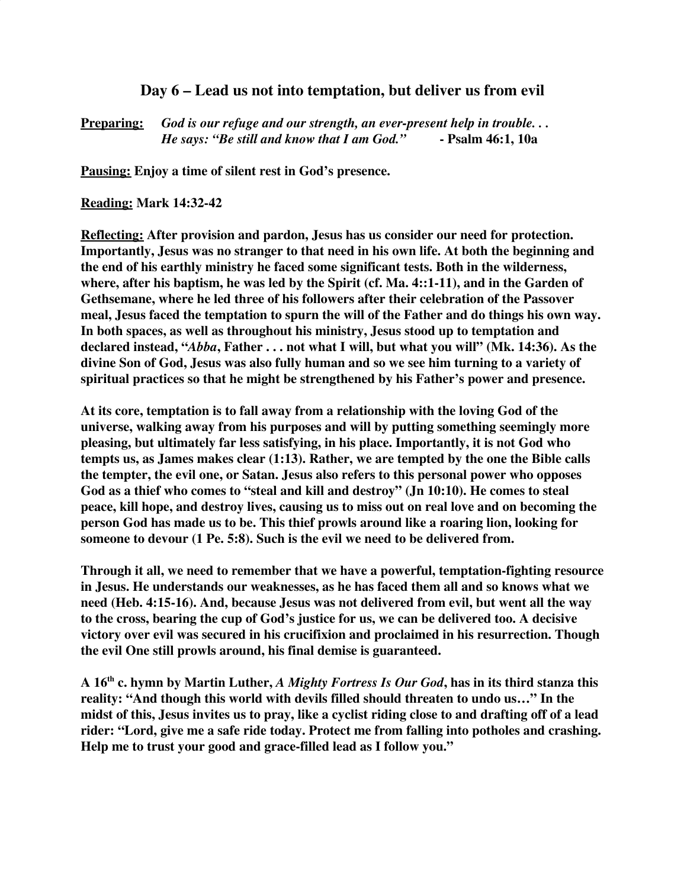## Day 6 – Lead us not into temptation, but deliver us from evil

**Preparing:** ***God is our refuge and our strength, an ever-present help in trouble. . .***
***He says: "Be still and know that I am God."*** **- Psalm 46:1, 10a**

**Pausing: Enjoy a time of silent rest in God's presence.**

**Reading: Mark 14:32-42**

**Reflecting: After provision and pardon, Jesus has us consider our need for protection. Importantly, Jesus was no stranger to that need in his own life. At both the beginning and the end of his earthly ministry he faced some significant tests. Both in the wilderness, where, after his baptism, he was led by the Spirit (cf. Ma. 4::1-11), and in the Garden of Gethsemane, where he led three of his followers after their celebration of the Passover meal, Jesus faced the temptation to spurn the will of the Father and do things his own way. In both spaces, as well as throughout his ministry, Jesus stood up to temptation and declared instead, "*Abba*, Father . . . not what I will, but what you will" (Mk. 14:36). As the divine Son of God, Jesus was also fully human and so we see him turning to a variety of spiritual practices so that he might be strengthened by his Father's power and presence.**

**At its core, temptation is to fall away from a relationship with the loving God of the universe, walking away from his purposes and will by putting something seemingly more pleasing, but ultimately far less satisfying, in his place. Importantly, it is not God who tempts us, as James makes clear (1:13). Rather, we are tempted by the one the Bible calls the tempter, the evil one, or Satan. Jesus also refers to this personal power who opposes God as a thief who comes to "steal and kill and destroy" (Jn 10:10). He comes to steal peace, kill hope, and destroy lives, causing us to miss out on real love and on becoming the person God has made us to be. This thief prowls around like a roaring lion, looking for someone to devour (1 Pe. 5:8). Such is the evil we need to be delivered from.**

**Through it all, we need to remember that we have a powerful, temptation-fighting resource in Jesus. He understands our weaknesses, as he has faced them all and so knows what we need (Heb. 4:15-16). And, because Jesus was not delivered from evil, but went all the way to the cross, bearing the cup of God's justice for us, we can be delivered too. A decisive victory over evil was secured in his crucifixion and proclaimed in his resurrection. Though the evil One still prowls around, his final demise is guaranteed.**

**A 16th c. hymn by Martin Luther, *A Mighty Fortress Is Our God*, has in its third stanza this reality: "And though this world with devils filled should threaten to undo us…" In the midst of this, Jesus invites us to pray, like a cyclist riding close to and drafting off of a lead rider: "Lord, give me a safe ride today. Protect me from falling into potholes and crashing. Help me to trust your good and grace-filled lead as I follow you."**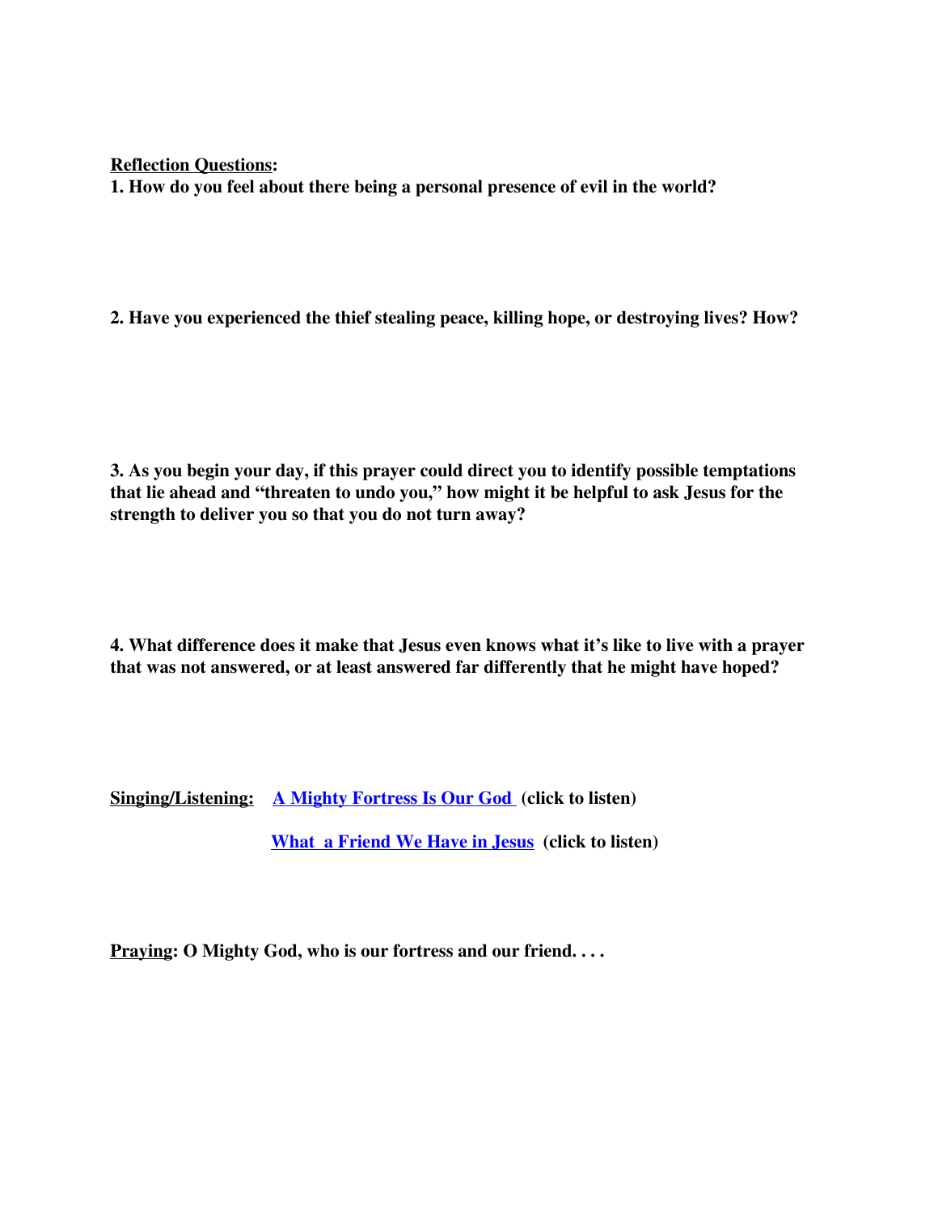**Reflection Questions:**

**1. How do you feel about there being a personal presence of evil in the world?**

**2. Have you experienced the thief stealing peace, killing hope, or destroying lives? How?**

**3. As you begin your day, if this prayer could direct you to identify possible temptations that lie ahead and "threaten to undo you," how might it be helpful to ask Jesus for the strength to deliver you so that you do not turn away?**

**4. What difference does it make that Jesus even knows what it's like to live with a prayer that was not answered, or at least answered far differently that he might have hoped?**

**Singing/Listening:** **A Mighty Fortress Is Our God** **(click to listen)**

**What a Friend We Have in Jesus** **(click to listen)**

**Praying: O Mighty God, who is our fortress and our friend. . . .**